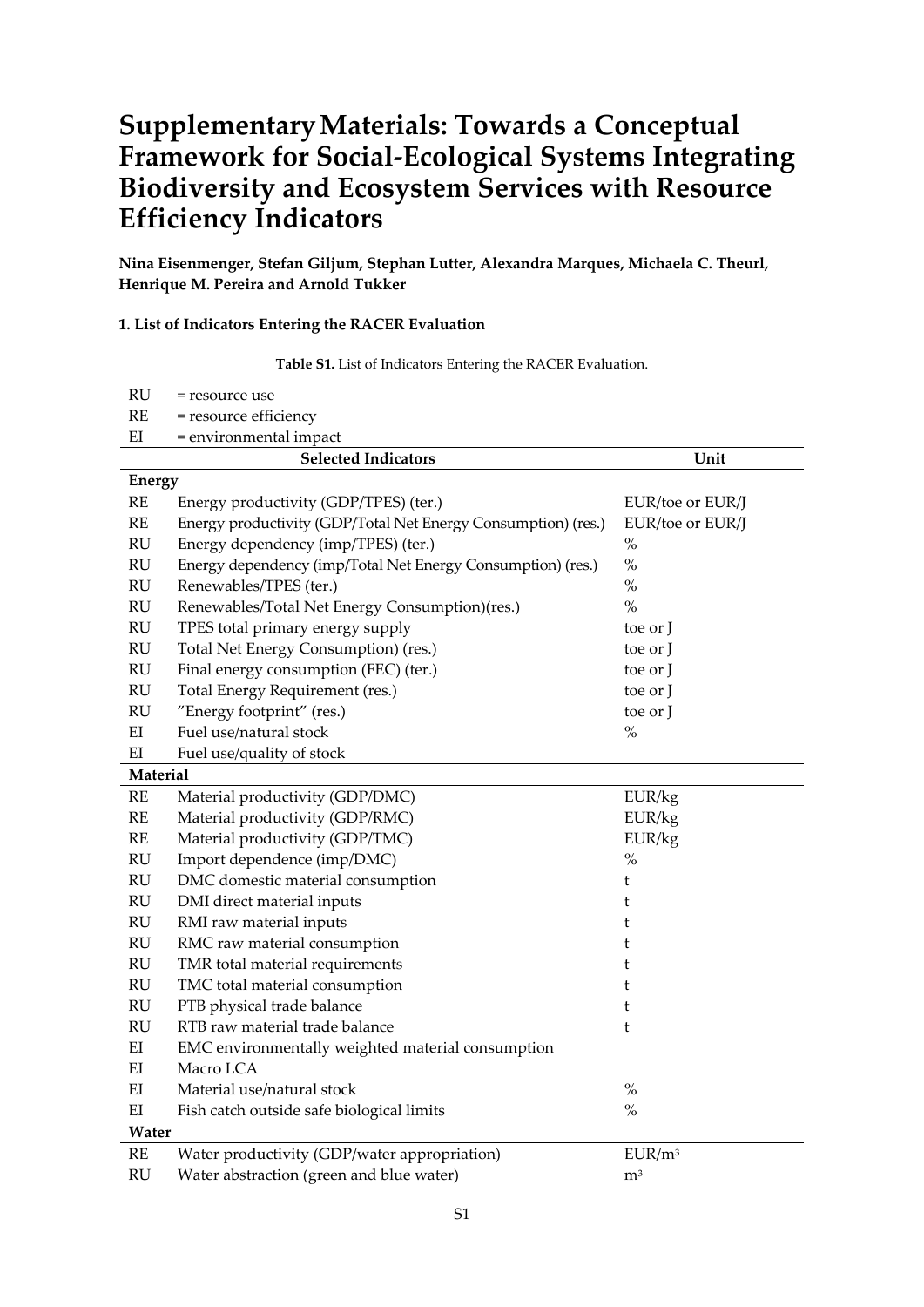# Supplementary Materials: Towards a Conceptual Framework for Social-Ecological Systems Integrating Biodiversity and Ecosystem Services with Resource Efficiency Indicators

**Nina Eisenmenger, Stefan Giljum, Stephan Lutter, Alexandra Marques, Michaela C. Theurl, Henrique M. Pereira and Arnold Tukker**

### 1. List of Indicators Entering the RACER Evaluation

**Table S1.** List of Indicators Entering the RACER Evaluation.

| | | |
|---|---|---|
| RU | = resource use | |
| RE | = resource efficiency | |
| EI | = environmental impact | |
| | **Selected Indicators** | **Unit** |
| **Energy** | | |
| RE | Energy productivity (GDP/TPES) (ter.) | EUR/toe or EUR/J |
| RE | Energy productivity (GDP/Total Net Energy Consumption) (res.) | EUR/toe or EUR/J |
| RU | Energy dependency (imp/TPES) (ter.) | % |
| RU | Energy dependency (imp/Total Net Energy Consumption) (res.) | % |
| RU | Renewables/TPES (ter.) | % |
| RU | Renewables/Total Net Energy Consumption)(res.) | % |
| RU | TPES total primary energy supply | toe or J |
| RU | Total Net Energy Consumption) (res.) | toe or J |
| RU | Final energy consumption (FEC) (ter.) | toe or J |
| RU | Total Energy Requirement (res.) | toe or J |
| RU | "Energy footprint" (res.) | toe or J |
| EI | Fuel use/natural stock | % |
| EI | Fuel use/quality of stock | |
| **Material** | | |
| RE | Material productivity (GDP/DMC) | EUR/kg |
| RE | Material productivity (GDP/RMC) | EUR/kg |
| RE | Material productivity (GDP/TMC) | EUR/kg |
| RU | Import dependence (imp/DMC) | % |
| RU | DMC domestic material consumption | t |
| RU | DMI direct material inputs | t |
| RU | RMI raw material inputs | t |
| RU | RMC raw material consumption | t |
| RU | TMR total material requirements | t |
| RU | TMC total material consumption | t |
| RU | PTB physical trade balance | t |
| RU | RTB raw material trade balance | t |
| EI | EMC environmentally weighted material consumption | |
| EI | Macro LCA | |
| EI | Material use/natural stock | % |
| EI | Fish catch outside safe biological limits | % |
| **Water** | | |
| RE | Water productivity (GDP/water appropriation) | EUR/$m^3$ |
| RU | Water abstraction (green and blue water) | $m^3$ |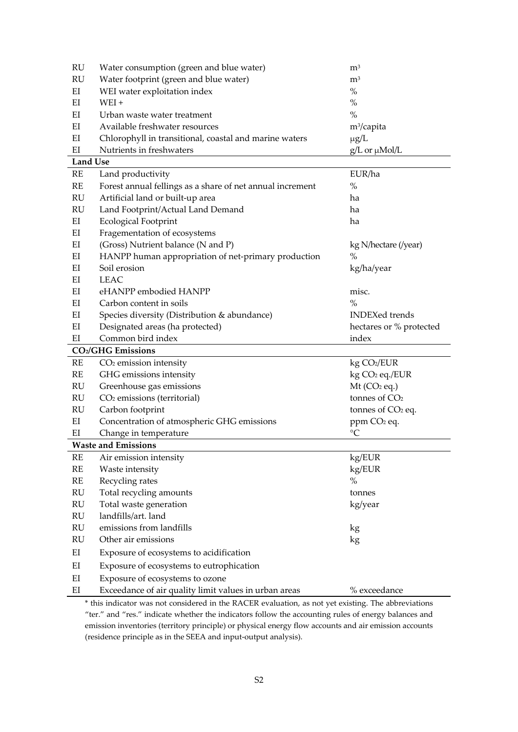| | | |
|---|---|---|
| RU | Water consumption (green and blue water) | $m^3$ |
| RU | Water footprint (green and blue water) | $m^3$ |
| EI | WEI water exploitation index | % |
| EI | WEI + | % |
| EI | Urban waste water treatment | % |
| EI | Available freshwater resources | $m^3$/capita |
| EI | Chlorophyll in transitional, coastal and marine waters | μg/L |
| EI | Nutrients in freshwaters | g/L or μMol/L |
| **Land Use** | | |
| RE | Land productivity | EUR/ha |
| RE | Forest annual fellings as a share of net annual increment | % |
| RU | Artificial land or built-up area | ha |
| RU | Land Footprint/Actual Land Demand | ha |
| EI | Ecological Footprint | ha |
| EI | Fragementation of ecosystems | |
| EI | (Gross) Nutrient balance (N and P) | kg N/hectare (/year) |
| EI | HANPP human appropriation of net-primary production | % |
| EI | Soil erosion | kg/ha/year |
| EI | LEAC | |
| EI | eHANPP embodied HANPP | misc. |
| EI | Carbon content in soils | % |
| EI | Species diversity (Distribution & abundance) | INDEXed trends |
| EI | Designated areas (ha protected) | hectares or % protected |
| EI | Common bird index | index |
| **$CO_2$/GHG Emissions** | | |
| RE | $CO_2$ emission intensity | kg $CO_2$/EUR |
| RE | GHG emissions intensity | kg $CO_2$ eq./EUR |
| RU | Greenhouse gas emissions | Mt ($CO_2$ eq.) |
| RU | $CO_2$ emissions (territorial) | tonnes of $CO_2$ |
| RU | Carbon footprint | tonnes of $CO_2$ eq. |
| EI | Concentration of atmospheric GHG emissions | ppm $CO_2$ eq. |
| EI | Change in temperature | °C |
| **Waste and Emissions** | | |
| RE | Air emission intensity | kg/EUR |
| RE | Waste intensity | kg/EUR |
| RE | Recycling rates | % |
| RU | Total recycling amounts | tonnes |
| RU | Total waste generation | kg/year |
| RU | landfills/art. land | |
| RU | emissions from landfills | kg |
| RU | Other air emissions | kg |
| EI | Exposure of ecosystems to acidification | |
| EI | Exposure of ecosystems to eutrophication | |
| EI | Exposure of ecosystems to ozone | |
| EI | Exceedance of air quality limit values in urban areas | % exceedance |

* this indicator was not considered in the RACER evaluation, as not yet existing. The abbreviations "ter." and "res." indicate whether the indicators follow the accounting rules of energy balances and emission inventories (territory principle) or physical energy flow accounts and air emission accounts (residence principle as in the SEEA and input-output analysis).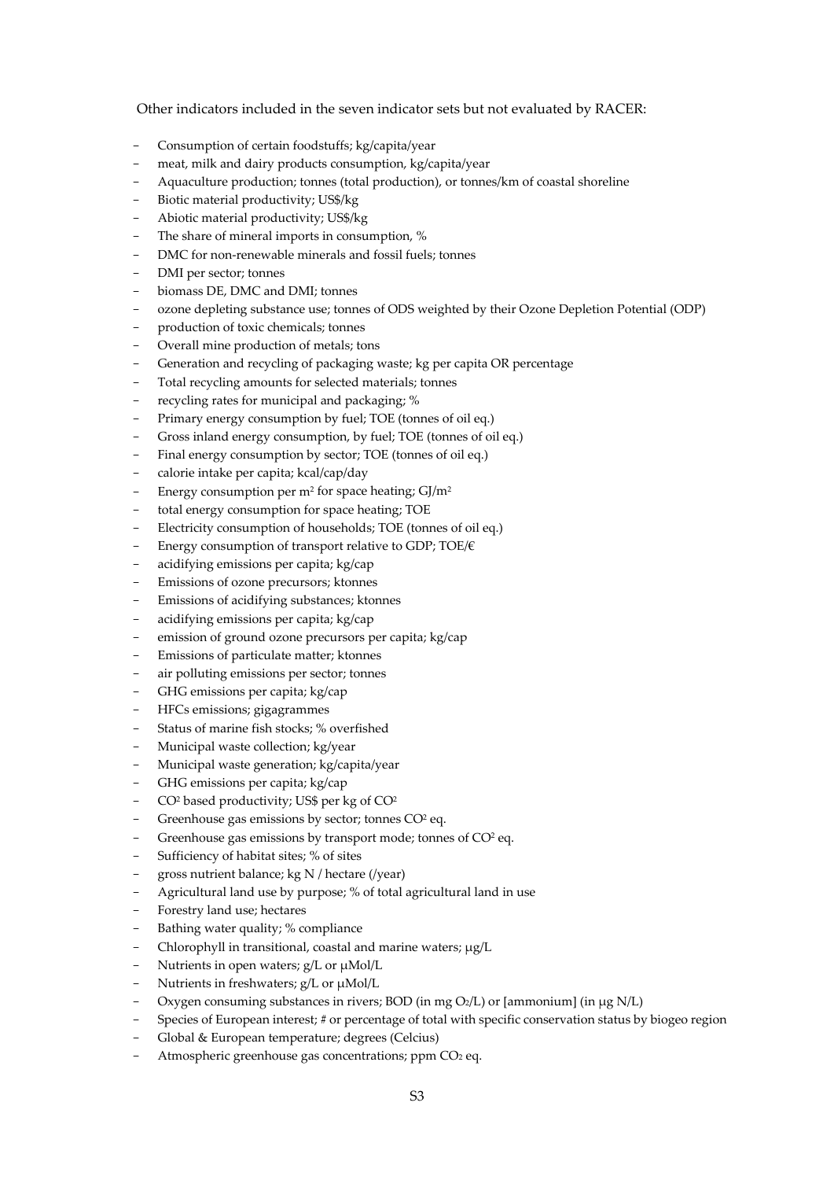Other indicators included in the seven indicator sets but not evaluated by RACER:

- Consumption of certain foodstuffs; kg/capita/year
- meat, milk and dairy products consumption, kg/capita/year
- Aquaculture production; tonnes (total production), or tonnes/km of coastal shoreline
- Biotic material productivity; US$/kg
- Abiotic material productivity; US$/kg
- The share of mineral imports in consumption, %
- DMC for non-renewable minerals and fossil fuels; tonnes
- DMI per sector; tonnes
- biomass DE, DMC and DMI; tonnes
- ozone depleting substance use; tonnes of ODS weighted by their Ozone Depletion Potential (ODP)
- production of toxic chemicals; tonnes
- Overall mine production of metals; tons
- Generation and recycling of packaging waste; kg per capita OR percentage
- Total recycling amounts for selected materials; tonnes
- recycling rates for municipal and packaging; %
- Primary energy consumption by fuel; TOE (tonnes of oil eq.)
- Gross inland energy consumption, by fuel; TOE (tonnes of oil eq.)
- Final energy consumption by sector; TOE (tonnes of oil eq.)
- calorie intake per capita; kcal/cap/day
- Energy consumption per $m^2$ for space heating; GJ/$m^2$
- total energy consumption for space heating; TOE
- Electricity consumption of households; TOE (tonnes of oil eq.)
- Energy consumption of transport relative to GDP; TOE/€
- acidifying emissions per capita; kg/cap
- Emissions of ozone precursors; ktonnes
- Emissions of acidifying substances; ktonnes
- acidifying emissions per capita; kg/cap
- emission of ground ozone precursors per capita; kg/cap
- Emissions of particulate matter; ktonnes
- air polluting emissions per sector; tonnes
- GHG emissions per capita; kg/cap
- HFCs emissions; gigagrammes
- Status of marine fish stocks; % overfished
- Municipal waste collection; kg/year
- Municipal waste generation; kg/capita/year
- GHG emissions per capita; kg/cap
- $CO^2$ based productivity; US$ per kg of $CO^2$
- Greenhouse gas emissions by sector; tonnes $CO^2$ eq.
- Greenhouse gas emissions by transport mode; tonnes of $CO^2$ eq.
- Sufficiency of habitat sites; % of sites
- gross nutrient balance; kg N / hectare (/year)
- Agricultural land use by purpose; % of total agricultural land in use
- Forestry land use; hectares
- Bathing water quality; % compliance
- Chlorophyll in transitional, coastal and marine waters; μg/L
- Nutrients in open waters; g/L or μMol/L
- Nutrients in freshwaters; g/L or μMol/L
- Oxygen consuming substances in rivers; BOD (in mg $O_2$/L) or [ammonium] (in μg N/L)
- Species of European interest; # or percentage of total with specific conservation status by biogeo region
- Global & European temperature; degrees (Celcius)
- Atmospheric greenhouse gas concentrations; ppm $CO_2$ eq.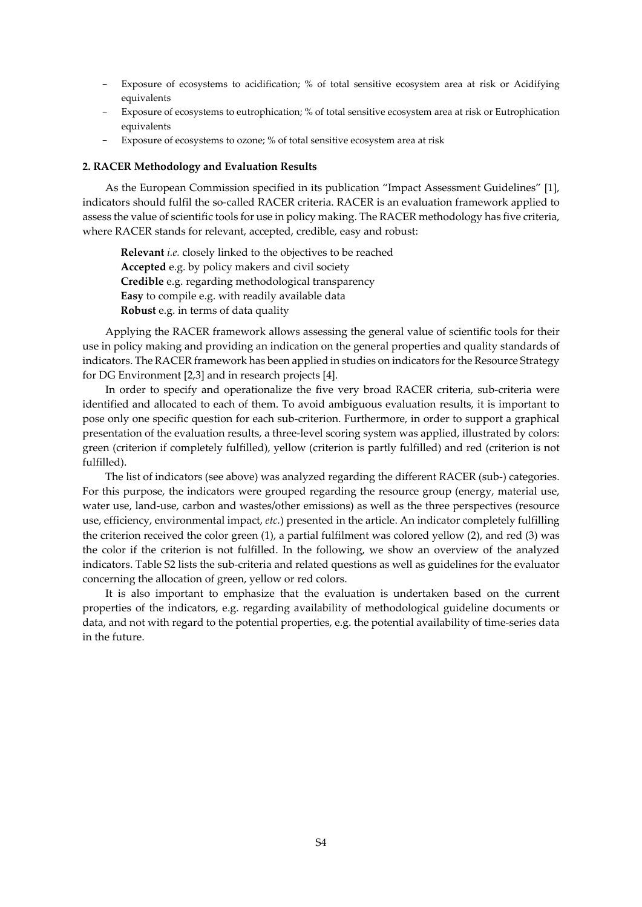- Exposure of ecosystems to acidification; % of total sensitive ecosystem area at risk or Acidifying equivalents
- Exposure of ecosystems to eutrophication; % of total sensitive ecosystem area at risk or Eutrophication equivalents
- Exposure of ecosystems to ozone; % of total sensitive ecosystem area at risk

**2. RACER Methodology and Evaluation Results**

As the European Commission specified in its publication "Impact Assessment Guidelines" [1], indicators should fulfil the so-called RACER criteria. RACER is an evaluation framework applied to assess the value of scientific tools for use in policy making. The RACER methodology has five criteria, where RACER stands for relevant, accepted, credible, easy and robust:

**Relevant** *i.e.* closely linked to the objectives to be reached
**Accepted** e.g. by policy makers and civil society
**Credible** e.g. regarding methodological transparency
**Easy** to compile e.g. with readily available data
**Robust** e.g. in terms of data quality

Applying the RACER framework allows assessing the general value of scientific tools for their use in policy making and providing an indication on the general properties and quality standards of indicators. The RACER framework has been applied in studies on indicators for the Resource Strategy for DG Environment [2,3] and in research projects [4].

In order to specify and operationalize the five very broad RACER criteria, sub-criteria were identified and allocated to each of them. To avoid ambiguous evaluation results, it is important to pose only one specific question for each sub-criterion. Furthermore, in order to support a graphical presentation of the evaluation results, a three-level scoring system was applied, illustrated by colors: green (criterion if completely fulfilled), yellow (criterion is partly fulfilled) and red (criterion is not fulfilled).

The list of indicators (see above) was analyzed regarding the different RACER (sub-) categories. For this purpose, the indicators were grouped regarding the resource group (energy, material use, water use, land-use, carbon and wastes/other emissions) as well as the three perspectives (resource use, efficiency, environmental impact, *etc.*) presented in the article. An indicator completely fulfilling the criterion received the color green (1), a partial fulfilment was colored yellow (2), and red (3) was the color if the criterion is not fulfilled. In the following, we show an overview of the analyzed indicators. Table S2 lists the sub-criteria and related questions as well as guidelines for the evaluator concerning the allocation of green, yellow or red colors.

It is also important to emphasize that the evaluation is undertaken based on the current properties of the indicators, e.g. regarding availability of methodological guideline documents or data, and not with regard to the potential properties, e.g. the potential availability of time-series data in the future.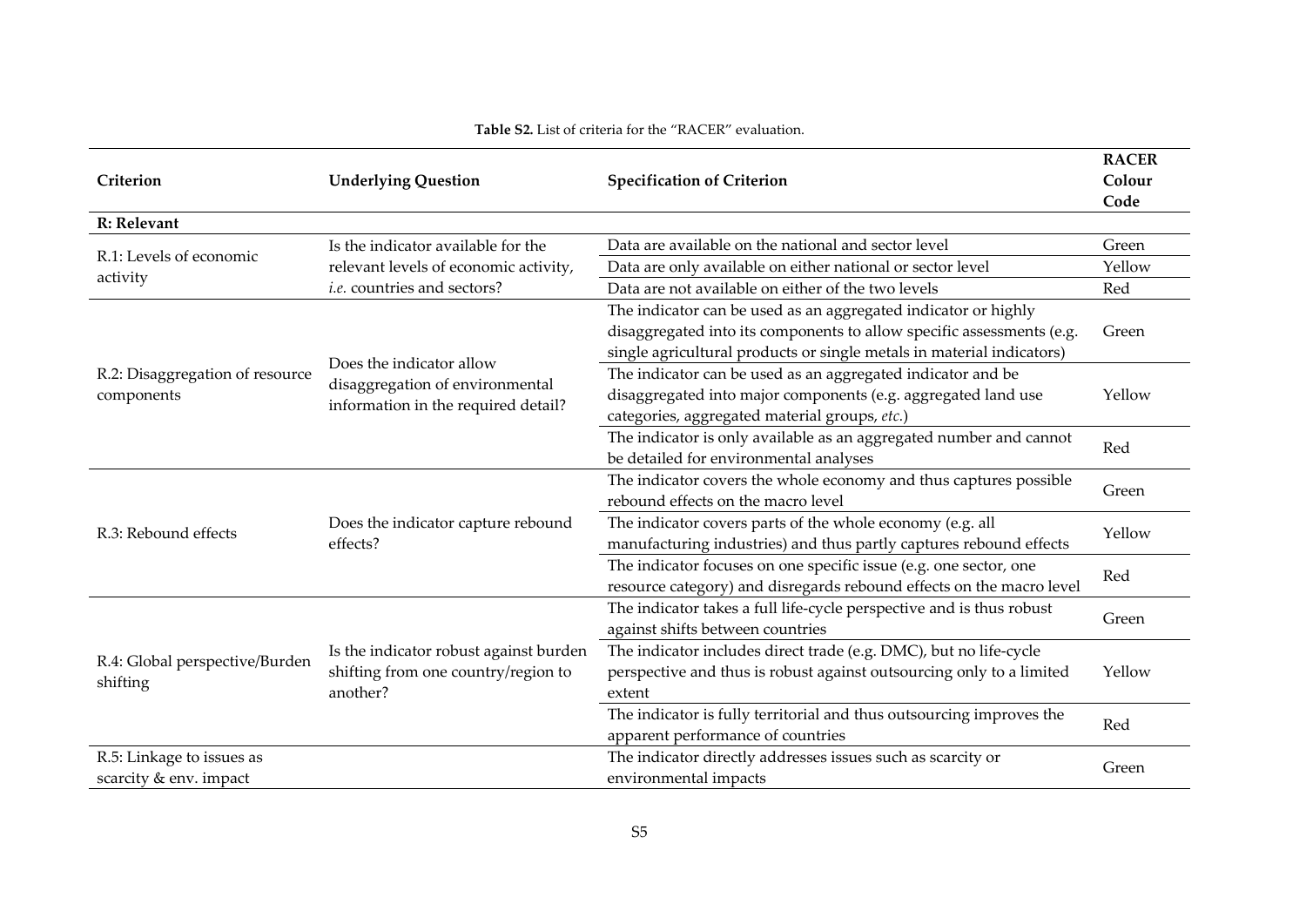**Table S2.** List of criteria for the "RACER" evaluation.

| Criterion | Underlying Question | Specification of Criterion | RACER Colour Code |
|---|---|---|---|
| **R: Relevant** | | | |
| R.1: Levels of economic activity | Is the indicator available for the relevant levels of economic activity, *i.e.* countries and sectors? | Data are available on the national and sector level | Green |
| | | Data are only available on either national or sector level | Yellow |
| | | Data are not available on either of the two levels | Red |
| R.2: Disaggregation of resource components | Does the indicator allow disaggregation of environmental information in the required detail? | The indicator can be used as an aggregated indicator or highly disaggregated into its components to allow specific assessments (e.g. single agricultural products or single metals in material indicators) | Green |
| | | The indicator can be used as an aggregated indicator and be disaggregated into major components (e.g. aggregated land use categories, aggregated material groups, *etc.*) | Yellow |
| | | The indicator is only available as an aggregated number and cannot be detailed for environmental analyses | Red |
| R.3: Rebound effects | Does the indicator capture rebound effects? | The indicator covers the whole economy and thus captures possible rebound effects on the macro level | Green |
| | | The indicator covers parts of the whole economy (e.g. all manufacturing industries) and thus partly captures rebound effects | Yellow |
| | | The indicator focuses on one specific issue (e.g. one sector, one resource category) and disregards rebound effects on the macro level | Red |
| R.4: Global perspective/Burden shifting | Is the indicator robust against burden shifting from one country/region to another? | The indicator takes a full life-cycle perspective and is thus robust against shifts between countries | Green |
| | | The indicator includes direct trade (e.g. DMC), but no life-cycle perspective and thus is robust against outsourcing only to a limited extent | Yellow |
| | | The indicator is fully territorial and thus outsourcing improves the apparent performance of countries | Red |
| R.5: Linkage to issues as scarcity & env. impact | | The indicator directly addresses issues such as scarcity or environmental impacts | Green |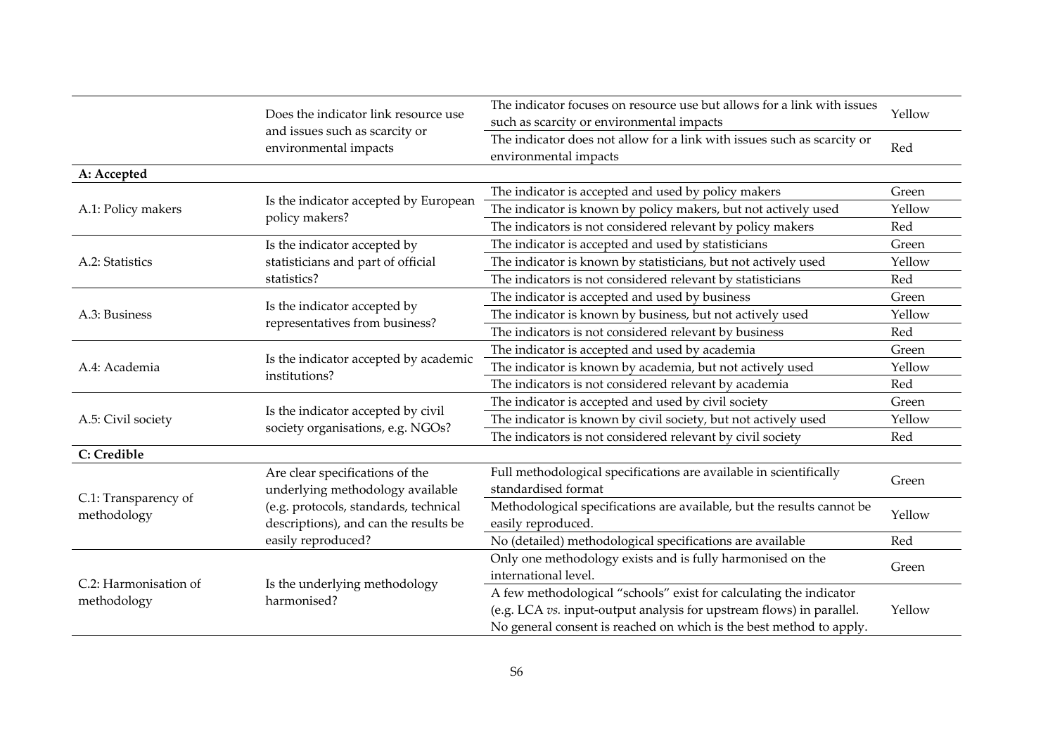| | | | |
|---|---|---|---|
| | Does the indicator link resource use and issues such as scarcity or environmental impacts | The indicator focuses on resource use but allows for a link with issues such as scarcity or environmental impacts | Yellow |
| | | The indicator does not allow for a link with issues such as scarcity or environmental impacts | Red |
| **A: Accepted** | | | |
| A.1: Policy makers | Is the indicator accepted by European policy makers? | The indicator is accepted and used by policy makers | Green |
| | | The indicator is known by policy makers, but not actively used | Yellow |
| | | The indicators is not considered relevant by policy makers | Red |
| A.2: Statistics | Is the indicator accepted by statisticians and part of official statistics? | The indicator is accepted and used by statisticians | Green |
| | | The indicator is known by statisticians, but not actively used | Yellow |
| | | The indicators is not considered relevant by statisticians | Red |
| A.3: Business | Is the indicator accepted by representatives from business? | The indicator is accepted and used by business | Green |
| | | The indicator is known by business, but not actively used | Yellow |
| | | The indicators is not considered relevant by business | Red |
| A.4: Academia | Is the indicator accepted by academic institutions? | The indicator is accepted and used by academia | Green |
| | | The indicator is known by academia, but not actively used | Yellow |
| | | The indicators is not considered relevant by academia | Red |
| A.5: Civil society | Is the indicator accepted by civil society organisations, e.g. NGOs? | The indicator is accepted and used by civil society | Green |
| | | The indicator is known by civil society, but not actively used | Yellow |
| | | The indicators is not considered relevant by civil society | Red |
| **C: Credible** | | | |
| C.1: Transparency of methodology | Are clear specifications of the underlying methodology available (e.g. protocols, standards, technical descriptions), and can the results be easily reproduced? | Full methodological specifications are available in scientifically standardised format | Green |
| | | Methodological specifications are available, but the results cannot be easily reproduced. | Yellow |
| | | No (detailed) methodological specifications are available | Red |
| C.2: Harmonisation of methodology | Is the underlying methodology harmonised? | Only one methodology exists and is fully harmonised on the international level. | Green |
| | | A few methodological "schools" exist for calculating the indicator (e.g. LCA *vs.* input-output analysis for upstream flows) in parallel. No general consent is reached on which is the best method to apply. | Yellow |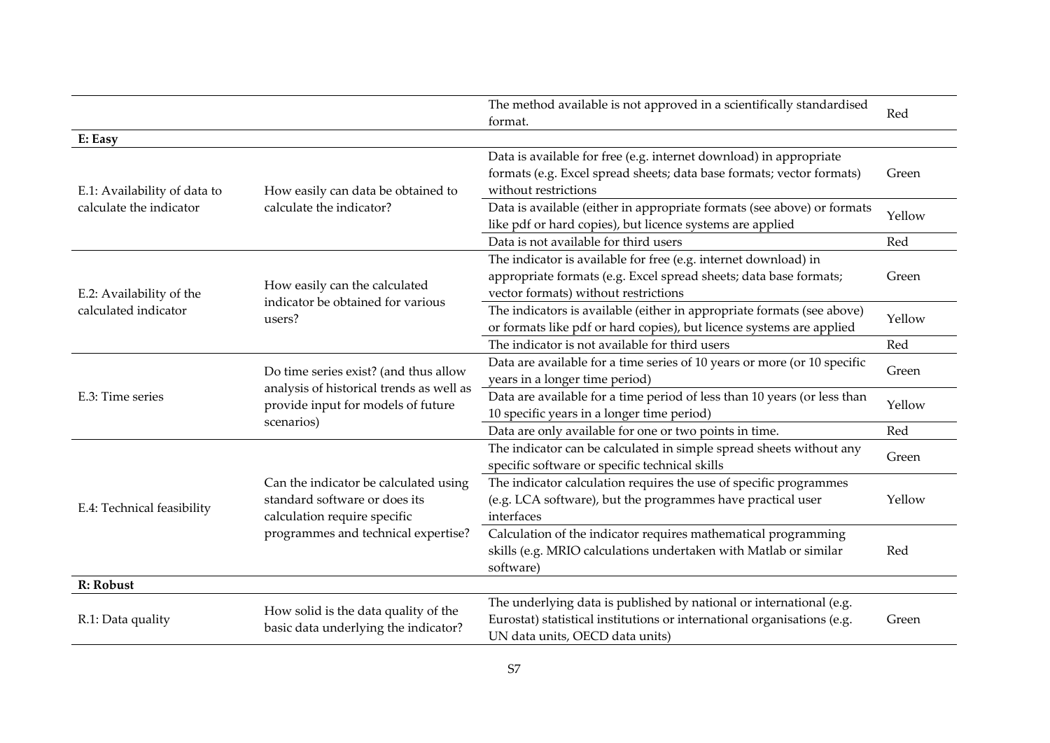| | | | |
|---|---|---|---|
| | | The method available is not approved in a scientifically standardised format. | Red |
| **E: Easy** | | | |
| E.1: Availability of data to calculate the indicator | How easily can data be obtained to calculate the indicator? | Data is available for free (e.g. internet download) in appropriate formats (e.g. Excel spread sheets; data base formats; vector formats) without restrictions | Green |
| | | Data is available (either in appropriate formats (see above) or formats like pdf or hard copies), but licence systems are applied | Yellow |
| | | Data is not available for third users | Red |
| E.2: Availability of the calculated indicator | How easily can the calculated indicator be obtained for various users? | The indicator is available for free (e.g. internet download) in appropriate formats (e.g. Excel spread sheets; data base formats; vector formats) without restrictions | Green |
| | | The indicators is available (either in appropriate formats (see above) or formats like pdf or hard copies), but licence systems are applied | Yellow |
| | | The indicator is not available for third users | Red |
| E.3: Time series | Do time series exist? (and thus allow analysis of historical trends as well as provide input for models of future scenarios) | Data are available for a time series of 10 years or more (or 10 specific years in a longer time period) | Green |
| | | Data are available for a time period of less than 10 years (or less than 10 specific years in a longer time period) | Yellow |
| | | Data are only available for one or two points in time. | Red |
| E.4: Technical feasibility | Can the indicator be calculated using standard software or does its calculation require specific programmes and technical expertise? | The indicator can be calculated in simple spread sheets without any specific software or specific technical skills | Green |
| | | The indicator calculation requires the use of specific programmes (e.g. LCA software), but the programmes have practical user interfaces | Yellow |
| | | Calculation of the indicator requires mathematical programming skills (e.g. MRIO calculations undertaken with Matlab or similar software) | Red |
| **R: Robust** | | | |
| R.1: Data quality | How solid is the data quality of the basic data underlying the indicator? | The underlying data is published by national or international (e.g. Eurostat) statistical institutions or international organisations (e.g. UN data units, OECD data units) | Green |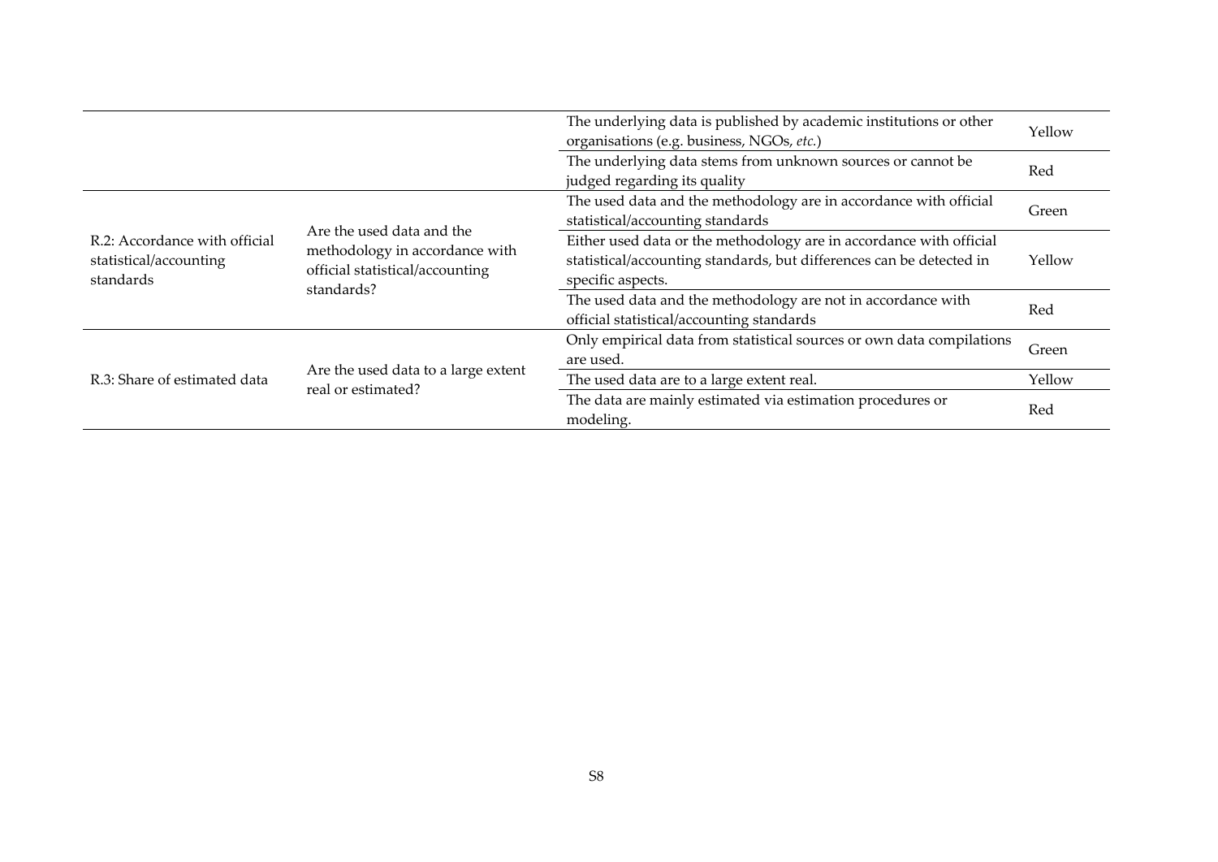| | | | |
|---|---|---|---|
| | | The underlying data is published by academic institutions or other organisations (e.g. business, NGOs, *etc.*) | Yellow |
| | | The underlying data stems from unknown sources or cannot be judged regarding its quality | Red |
| R.2: Accordance with official statistical/accounting standards | Are the used data and the methodology in accordance with official statistical/accounting standards? | The used data and the methodology are in accordance with official statistical/accounting standards | Green |
| | | Either used data or the methodology are in accordance with official statistical/accounting standards, but differences can be detected in specific aspects. | Yellow |
| | | The used data and the methodology are not in accordance with official statistical/accounting standards | Red |
| R.3: Share of estimated data | Are the used data to a large extent real or estimated? | Only empirical data from statistical sources or own data compilations are used. | Green |
| | | The used data are to a large extent real. | Yellow |
| | | The data are mainly estimated via estimation procedures or modeling. | Red |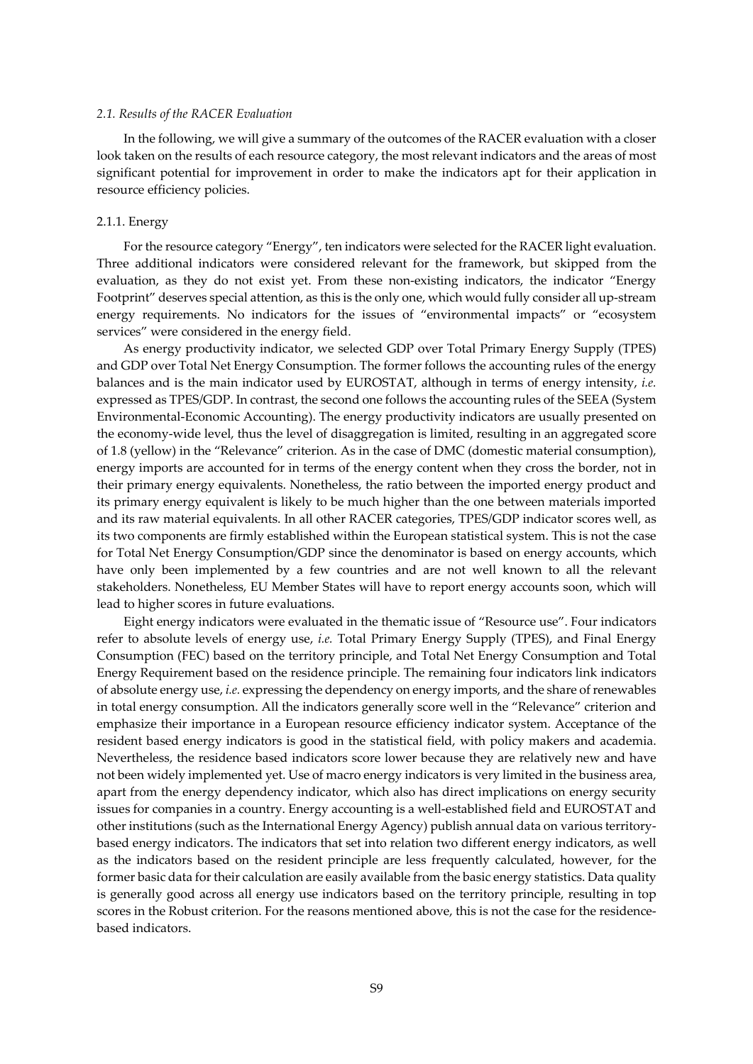*2.1. Results of the RACER Evaluation*

In the following, we will give a summary of the outcomes of the RACER evaluation with a closer look taken on the results of each resource category, the most relevant indicators and the areas of most significant potential for improvement in order to make the indicators apt for their application in resource efficiency policies.

2.1.1. Energy

For the resource category "Energy", ten indicators were selected for the RACER light evaluation. Three additional indicators were considered relevant for the framework, but skipped from the evaluation, as they do not exist yet. From these non-existing indicators, the indicator "Energy Footprint" deserves special attention, as this is the only one, which would fully consider all up-stream energy requirements. No indicators for the issues of "environmental impacts" or "ecosystem services" were considered in the energy field.

As energy productivity indicator, we selected GDP over Total Primary Energy Supply (TPES) and GDP over Total Net Energy Consumption. The former follows the accounting rules of the energy balances and is the main indicator used by EUROSTAT, although in terms of energy intensity, *i.e.* expressed as TPES/GDP. In contrast, the second one follows the accounting rules of the SEEA (System Environmental-Economic Accounting). The energy productivity indicators are usually presented on the economy-wide level, thus the level of disaggregation is limited, resulting in an aggregated score of 1.8 (yellow) in the "Relevance" criterion. As in the case of DMC (domestic material consumption), energy imports are accounted for in terms of the energy content when they cross the border, not in their primary energy equivalents. Nonetheless, the ratio between the imported energy product and its primary energy equivalent is likely to be much higher than the one between materials imported and its raw material equivalents. In all other RACER categories, TPES/GDP indicator scores well, as its two components are firmly established within the European statistical system. This is not the case for Total Net Energy Consumption/GDP since the denominator is based on energy accounts, which have only been implemented by a few countries and are not well known to all the relevant stakeholders. Nonetheless, EU Member States will have to report energy accounts soon, which will lead to higher scores in future evaluations.

Eight energy indicators were evaluated in the thematic issue of "Resource use". Four indicators refer to absolute levels of energy use, *i.e.* Total Primary Energy Supply (TPES), and Final Energy Consumption (FEC) based on the territory principle, and Total Net Energy Consumption and Total Energy Requirement based on the residence principle. The remaining four indicators link indicators of absolute energy use, *i.e.* expressing the dependency on energy imports, and the share of renewables in total energy consumption. All the indicators generally score well in the "Relevance" criterion and emphasize their importance in a European resource efficiency indicator system. Acceptance of the resident based energy indicators is good in the statistical field, with policy makers and academia. Nevertheless, the residence based indicators score lower because they are relatively new and have not been widely implemented yet. Use of macro energy indicators is very limited in the business area, apart from the energy dependency indicator, which also has direct implications on energy security issues for companies in a country. Energy accounting is a well-established field and EUROSTAT and other institutions (such as the International Energy Agency) publish annual data on various territory-based energy indicators. The indicators that set into relation two different energy indicators, as well as the indicators based on the resident principle are less frequently calculated, however, for the former basic data for their calculation are easily available from the basic energy statistics. Data quality is generally good across all energy use indicators based on the territory principle, resulting in top scores in the Robust criterion. For the reasons mentioned above, this is not the case for the residence-based indicators.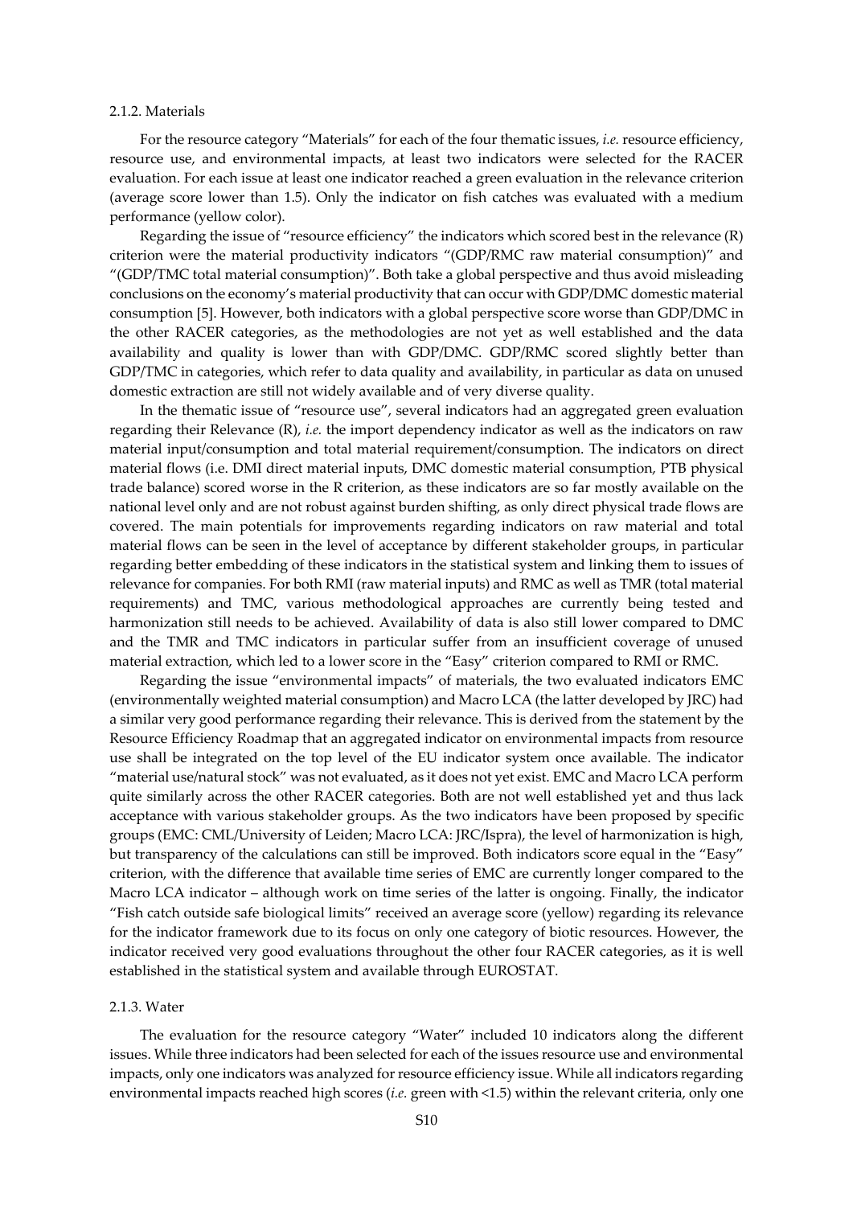#### 2.1.2. Materials

For the resource category "Materials" for each of the four thematic issues, *i.e.* resource efficiency, resource use, and environmental impacts, at least two indicators were selected for the RACER evaluation. For each issue at least one indicator reached a green evaluation in the relevance criterion (average score lower than 1.5). Only the indicator on fish catches was evaluated with a medium performance (yellow color).

Regarding the issue of "resource efficiency" the indicators which scored best in the relevance (R) criterion were the material productivity indicators "(GDP/RMC raw material consumption)" and "(GDP/TMC total material consumption)". Both take a global perspective and thus avoid misleading conclusions on the economy's material productivity that can occur with GDP/DMC domestic material consumption [5]. However, both indicators with a global perspective score worse than GDP/DMC in the other RACER categories, as the methodologies are not yet as well established and the data availability and quality is lower than with GDP/DMC. GDP/RMC scored slightly better than GDP/TMC in categories, which refer to data quality and availability, in particular as data on unused domestic extraction are still not widely available and of very diverse quality.

In the thematic issue of "resource use", several indicators had an aggregated green evaluation regarding their Relevance (R), *i.e.* the import dependency indicator as well as the indicators on raw material input/consumption and total material requirement/consumption. The indicators on direct material flows (i.e. DMI direct material inputs, DMC domestic material consumption, PTB physical trade balance) scored worse in the R criterion, as these indicators are so far mostly available on the national level only and are not robust against burden shifting, as only direct physical trade flows are covered. The main potentials for improvements regarding indicators on raw material and total material flows can be seen in the level of acceptance by different stakeholder groups, in particular regarding better embedding of these indicators in the statistical system and linking them to issues of relevance for companies. For both RMI (raw material inputs) and RMC as well as TMR (total material requirements) and TMC, various methodological approaches are currently being tested and harmonization still needs to be achieved. Availability of data is also still lower compared to DMC and the TMR and TMC indicators in particular suffer from an insufficient coverage of unused material extraction, which led to a lower score in the "Easy" criterion compared to RMI or RMC.

Regarding the issue "environmental impacts" of materials, the two evaluated indicators EMC (environmentally weighted material consumption) and Macro LCA (the latter developed by JRC) had a similar very good performance regarding their relevance. This is derived from the statement by the Resource Efficiency Roadmap that an aggregated indicator on environmental impacts from resource use shall be integrated on the top level of the EU indicator system once available. The indicator "material use/natural stock" was not evaluated, as it does not yet exist. EMC and Macro LCA perform quite similarly across the other RACER categories. Both are not well established yet and thus lack acceptance with various stakeholder groups. As the two indicators have been proposed by specific groups (EMC: CML/University of Leiden; Macro LCA: JRC/Ispra), the level of harmonization is high, but transparency of the calculations can still be improved. Both indicators score equal in the "Easy" criterion, with the difference that available time series of EMC are currently longer compared to the Macro LCA indicator – although work on time series of the latter is ongoing. Finally, the indicator "Fish catch outside safe biological limits" received an average score (yellow) regarding its relevance for the indicator framework due to its focus on only one category of biotic resources. However, the indicator received very good evaluations throughout the other four RACER categories, as it is well established in the statistical system and available through EUROSTAT.

#### 2.1.3. Water

The evaluation for the resource category "Water" included 10 indicators along the different issues. While three indicators had been selected for each of the issues resource use and environmental impacts, only one indicators was analyzed for resource efficiency issue. While all indicators regarding environmental impacts reached high scores (*i.e.* green with <1.5) within the relevant criteria, only one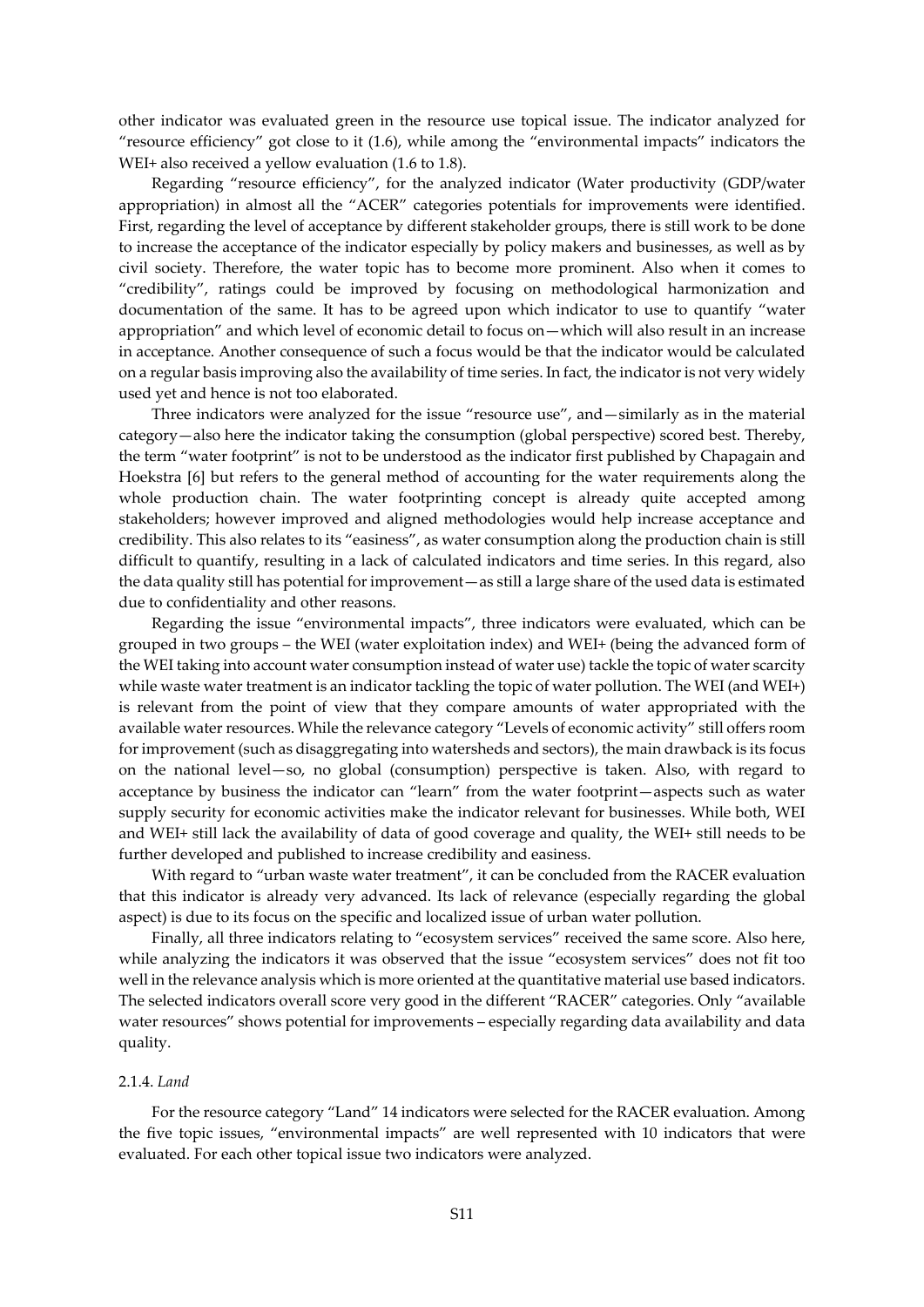other indicator was evaluated green in the resource use topical issue. The indicator analyzed for "resource efficiency" got close to it (1.6), while among the "environmental impacts" indicators the WEI+ also received a yellow evaluation (1.6 to 1.8).

Regarding "resource efficiency", for the analyzed indicator (Water productivity (GDP/water appropriation) in almost all the "ACER" categories potentials for improvements were identified. First, regarding the level of acceptance by different stakeholder groups, there is still work to be done to increase the acceptance of the indicator especially by policy makers and businesses, as well as by civil society. Therefore, the water topic has to become more prominent. Also when it comes to "credibility", ratings could be improved by focusing on methodological harmonization and documentation of the same. It has to be agreed upon which indicator to use to quantify "water appropriation" and which level of economic detail to focus on—which will also result in an increase in acceptance. Another consequence of such a focus would be that the indicator would be calculated on a regular basis improving also the availability of time series. In fact, the indicator is not very widely used yet and hence is not too elaborated.

Three indicators were analyzed for the issue "resource use", and—similarly as in the material category—also here the indicator taking the consumption (global perspective) scored best. Thereby, the term "water footprint" is not to be understood as the indicator first published by Chapagain and Hoekstra [6] but refers to the general method of accounting for the water requirements along the whole production chain. The water footprinting concept is already quite accepted among stakeholders; however improved and aligned methodologies would help increase acceptance and credibility. This also relates to its "easiness", as water consumption along the production chain is still difficult to quantify, resulting in a lack of calculated indicators and time series. In this regard, also the data quality still has potential for improvement—as still a large share of the used data is estimated due to confidentiality and other reasons.

Regarding the issue "environmental impacts", three indicators were evaluated, which can be grouped in two groups – the WEI (water exploitation index) and WEI+ (being the advanced form of the WEI taking into account water consumption instead of water use) tackle the topic of water scarcity while waste water treatment is an indicator tackling the topic of water pollution. The WEI (and WEI+) is relevant from the point of view that they compare amounts of water appropriated with the available water resources. While the relevance category "Levels of economic activity" still offers room for improvement (such as disaggregating into watersheds and sectors), the main drawback is its focus on the national level—so, no global (consumption) perspective is taken. Also, with regard to acceptance by business the indicator can "learn" from the water footprint—aspects such as water supply security for economic activities make the indicator relevant for businesses. While both, WEI and WEI+ still lack the availability of data of good coverage and quality, the WEI+ still needs to be further developed and published to increase credibility and easiness.

With regard to "urban waste water treatment", it can be concluded from the RACER evaluation that this indicator is already very advanced. Its lack of relevance (especially regarding the global aspect) is due to its focus on the specific and localized issue of urban water pollution.

Finally, all three indicators relating to "ecosystem services" received the same score. Also here, while analyzing the indicators it was observed that the issue "ecosystem services" does not fit too well in the relevance analysis which is more oriented at the quantitative material use based indicators. The selected indicators overall score very good in the different "RACER" categories. Only "available water resources" shows potential for improvements – especially regarding data availability and data quality.

#### 2.1.4. *Land*

For the resource category "Land" 14 indicators were selected for the RACER evaluation. Among the five topic issues, "environmental impacts" are well represented with 10 indicators that were evaluated. For each other topical issue two indicators were analyzed.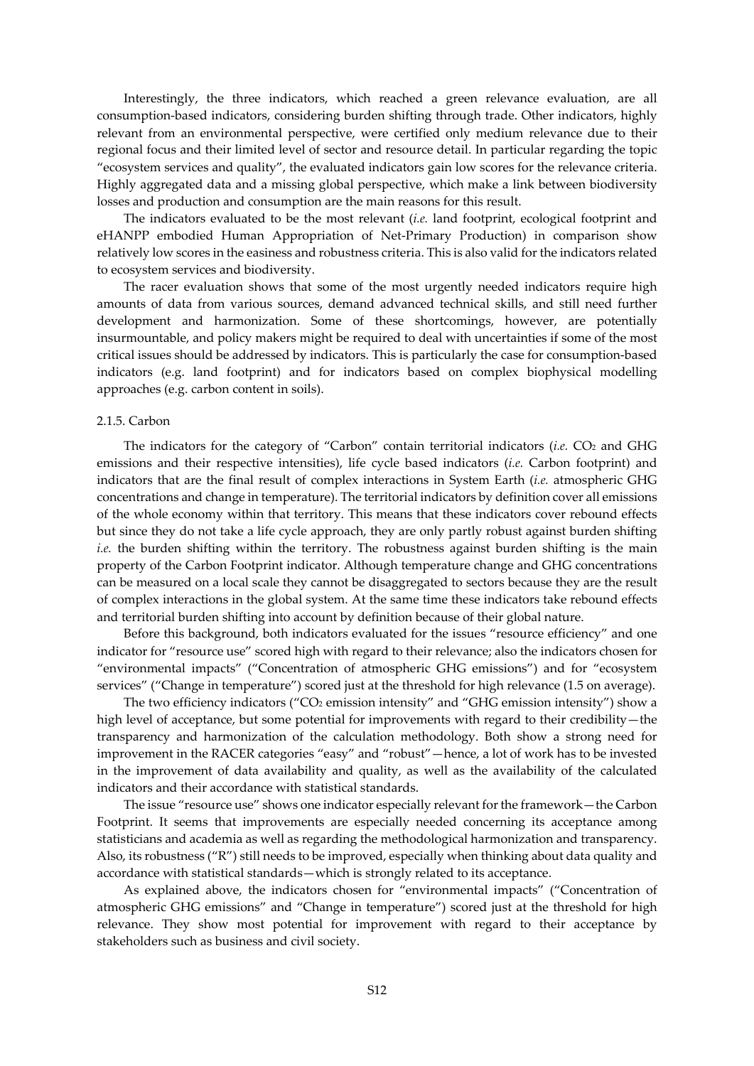Interestingly, the three indicators, which reached a green relevance evaluation, are all consumption-based indicators, considering burden shifting through trade. Other indicators, highly relevant from an environmental perspective, were certified only medium relevance due to their regional focus and their limited level of sector and resource detail. In particular regarding the topic "ecosystem services and quality", the evaluated indicators gain low scores for the relevance criteria. Highly aggregated data and a missing global perspective, which make a link between biodiversity losses and production and consumption are the main reasons for this result.

The indicators evaluated to be the most relevant (*i.e.* land footprint, ecological footprint and eHANPP embodied Human Appropriation of Net-Primary Production) in comparison show relatively low scores in the easiness and robustness criteria. This is also valid for the indicators related to ecosystem services and biodiversity.

The racer evaluation shows that some of the most urgently needed indicators require high amounts of data from various sources, demand advanced technical skills, and still need further development and harmonization. Some of these shortcomings, however, are potentially insurmountable, and policy makers might be required to deal with uncertainties if some of the most critical issues should be addressed by indicators. This is particularly the case for consumption-based indicators (e.g. land footprint) and for indicators based on complex biophysical modelling approaches (e.g. carbon content in soils).

### 2.1.5. Carbon

The indicators for the category of "Carbon" contain territorial indicators (*i.e.* $CO_2$ and GHG emissions and their respective intensities), life cycle based indicators (*i.e.* Carbon footprint) and indicators that are the final result of complex interactions in System Earth (*i.e.* atmospheric GHG concentrations and change in temperature). The territorial indicators by definition cover all emissions of the whole economy within that territory. This means that these indicators cover rebound effects but since they do not take a life cycle approach, they are only partly robust against burden shifting *i.e.* the burden shifting within the territory. The robustness against burden shifting is the main property of the Carbon Footprint indicator. Although temperature change and GHG concentrations can be measured on a local scale they cannot be disaggregated to sectors because they are the result of complex interactions in the global system. At the same time these indicators take rebound effects and territorial burden shifting into account by definition because of their global nature.

Before this background, both indicators evaluated for the issues "resource efficiency" and one indicator for "resource use" scored high with regard to their relevance; also the indicators chosen for "environmental impacts" ("Concentration of atmospheric GHG emissions") and for "ecosystem services" ("Change in temperature") scored just at the threshold for high relevance (1.5 on average).

The two efficiency indicators ("$CO_2$ emission intensity" and "GHG emission intensity") show a high level of acceptance, but some potential for improvements with regard to their credibility—the transparency and harmonization of the calculation methodology. Both show a strong need for improvement in the RACER categories "easy" and "robust"—hence, a lot of work has to be invested in the improvement of data availability and quality, as well as the availability of the calculated indicators and their accordance with statistical standards.

The issue "resource use" shows one indicator especially relevant for the framework—the Carbon Footprint. It seems that improvements are especially needed concerning its acceptance among statisticians and academia as well as regarding the methodological harmonization and transparency. Also, its robustness ("R") still needs to be improved, especially when thinking about data quality and accordance with statistical standards—which is strongly related to its acceptance.

As explained above, the indicators chosen for "environmental impacts" ("Concentration of atmospheric GHG emissions" and "Change in temperature") scored just at the threshold for high relevance. They show most potential for improvement with regard to their acceptance by stakeholders such as business and civil society.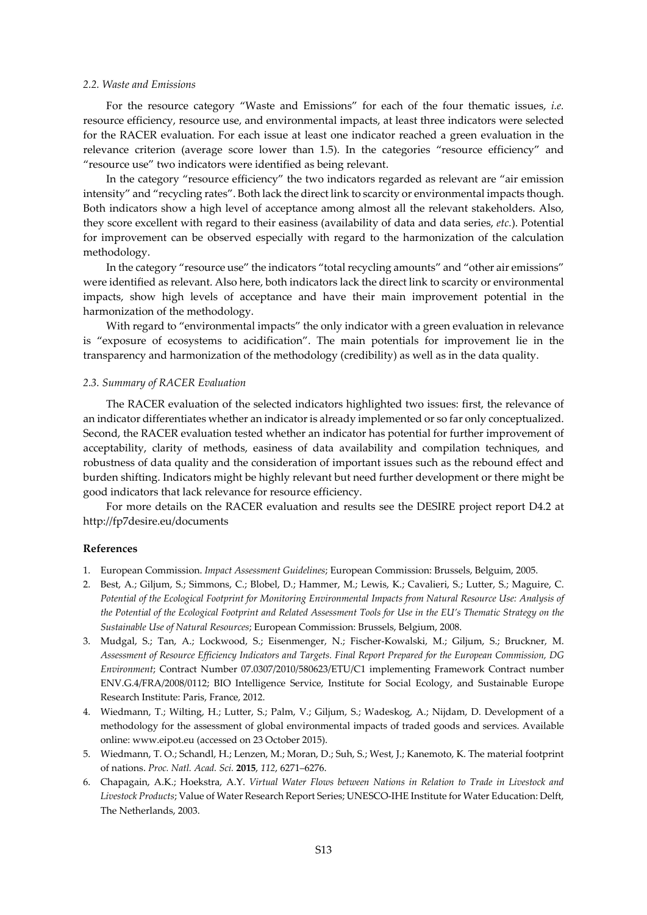### *2.2. Waste and Emissions*

For the resource category "Waste and Emissions" for each of the four thematic issues, *i.e.* resource efficiency, resource use, and environmental impacts, at least three indicators were selected for the RACER evaluation. For each issue at least one indicator reached a green evaluation in the relevance criterion (average score lower than 1.5). In the categories "resource efficiency" and "resource use" two indicators were identified as being relevant.

In the category "resource efficiency" the two indicators regarded as relevant are "air emission intensity" and "recycling rates". Both lack the direct link to scarcity or environmental impacts though. Both indicators show a high level of acceptance among almost all the relevant stakeholders. Also, they score excellent with regard to their easiness (availability of data and data series, *etc.*). Potential for improvement can be observed especially with regard to the harmonization of the calculation methodology.

In the category "resource use" the indicators "total recycling amounts" and "other air emissions" were identified as relevant. Also here, both indicators lack the direct link to scarcity or environmental impacts, show high levels of acceptance and have their main improvement potential in the harmonization of the methodology.

With regard to "environmental impacts" the only indicator with a green evaluation in relevance is "exposure of ecosystems to acidification". The main potentials for improvement lie in the transparency and harmonization of the methodology (credibility) as well as in the data quality.

### *2.3. Summary of RACER Evaluation*

The RACER evaluation of the selected indicators highlighted two issues: first, the relevance of an indicator differentiates whether an indicator is already implemented or so far only conceptualized. Second, the RACER evaluation tested whether an indicator has potential for further improvement of acceptability, clarity of methods, easiness of data availability and compilation techniques, and robustness of data quality and the consideration of important issues such as the rebound effect and burden shifting. Indicators might be highly relevant but need further development or there might be good indicators that lack relevance for resource efficiency.

For more details on the RACER evaluation and results see the DESIRE project report D4.2 at http://fp7desire.eu/documents

## References

1. European Commission. *Impact Assessment Guidelines*; European Commission: Brussels, Belguim, 2005.
2. Best, A.; Giljum, S.; Simmons, C.; Blobel, D.; Hammer, M.; Lewis, K.; Cavalieri, S.; Lutter, S.; Maguire, C. *Potential of the Ecological Footprint for Monitoring Environmental Impacts from Natural Resource Use: Analysis of the Potential of the Ecological Footprint and Related Assessment Tools for Use in the EU's Thematic Strategy on the Sustainable Use of Natural Resources*; European Commission: Brussels, Belgium, 2008.
3. Mudgal, S.; Tan, A.; Lockwood, S.; Eisenmenger, N.; Fischer-Kowalski, M.; Giljum, S.; Bruckner, M. *Assessment of Resource Efficiency Indicators and Targets. Final Report Prepared for the European Commission, DG Environment*; Contract Number 07.0307/2010/580623/ETU/C1 implementing Framework Contract number ENV.G.4/FRA/2008/0112; BIO Intelligence Service, Institute for Social Ecology, and Sustainable Europe Research Institute: Paris, France, 2012.
4. Wiedmann, T.; Wilting, H.; Lutter, S.; Palm, V.; Giljum, S.; Wadeskog, A.; Nijdam, D. Development of a methodology for the assessment of global environmental impacts of traded goods and services. Available online: www.eipot.eu (accessed on 23 October 2015).
5. Wiedmann, T. O.; Schandl, H.; Lenzen, M.; Moran, D.; Suh, S.; West, J.; Kanemoto, K. The material footprint of nations. *Proc. Natl. Acad. Sci.* **2015**, *112*, 6271–6276.
6. Chapagain, A.K.; Hoekstra, A.Y. *Virtual Water Flows between Nations in Relation to Trade in Livestock and Livestock Products*; Value of Water Research Report Series; UNESCO-IHE Institute for Water Education: Delft, The Netherlands, 2003.